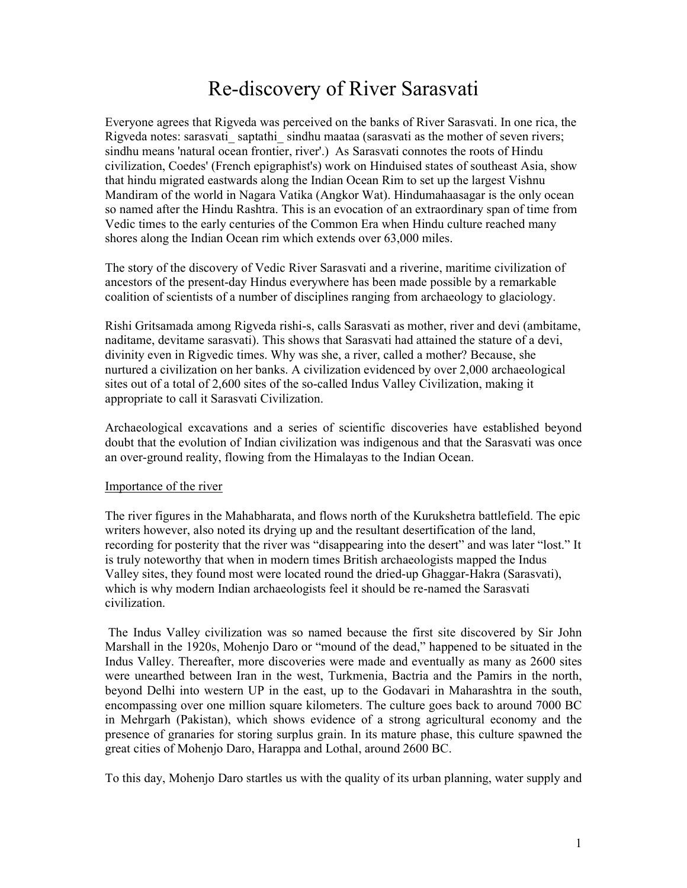# Re-discovery of River Sarasvati

Everyone agrees that Rigveda was perceived on the banks of River Sarasvati. In one rica, the Rigveda notes: sarasvati_ saptathi_ sindhu maataa (sarasvati as the mother of seven rivers; sindhu means 'natural ocean frontier, river'.) As Sarasvati connotes the roots of Hindu civilization, Coedes' (French epigraphist's) work on Hinduised states of southeast Asia, show that hindu migrated eastwards along the Indian Ocean Rim to set up the largest Vishnu Mandiram of the world in Nagara Vatika (Angkor Wat). Hindumahaasagar is the only ocean so named after the Hindu Rashtra. This is an evocation of an extraordinary span of time from Vedic times to the early centuries of the Common Era when Hindu culture reached many shores along the Indian Ocean rim which extends over 63,000 miles.

The story of the discovery of Vedic River Sarasvati and a riverine, maritime civilization of ancestors of the present-day Hindus everywhere has been made possible by a remarkable coalition of scientists of a number of disciplines ranging from archaeology to glaciology.

Rishi Gritsamada among Rigveda rishi-s, calls Sarasvati as mother, river and devi (ambitame, naditame, devitame sarasvati). This shows that Sarasvati had attained the stature of a devi, divinity even in Rigvedic times. Why was she, a river, called a mother? Because, she nurtured a civilization on her banks. A civilization evidenced by over 2,000 archaeological sites out of a total of 2,600 sites of the so-called Indus Valley Civilization, making it appropriate to call it Sarasvati Civilization.

Archaeological excavations and a series of scientific discoveries have established beyond doubt that the evolution of Indian civilization was indigenous and that the Sarasvati was once an over-ground reality, flowing from the Himalayas to the Indian Ocean.

## Importance of the river

The river figures in the Mahabharata, and flows north of the Kurukshetra battlefield. The epic writers however, also noted its drying up and the resultant desertification of the land, recording for posterity that the river was "disappearing into the desert" and was later "lost." It is truly noteworthy that when in modern times British archaeologists mapped the Indus Valley sites, they found most were located round the dried-up Ghaggar-Hakra (Sarasvati), which is why modern Indian archaeologists feel it should be re-named the Sarasvati civilization.

The Indus Valley civilization was so named because the first site discovered by Sir John Marshall in the 1920s, Mohenjo Daro or "mound of the dead," happened to be situated in the Indus Valley. Thereafter, more discoveries were made and eventually as many as 2600 sites were unearthed between Iran in the west, Turkmenia, Bactria and the Pamirs in the north, beyond Delhi into western UP in the east, up to the Godavari in Maharashtra in the south, encompassing over one million square kilometers. The culture goes back to around 7000 BC in Mehrgarh (Pakistan), which shows evidence of a strong agricultural economy and the presence of granaries for storing surplus grain. In its mature phase, this culture spawned the great cities of Mohenjo Daro, Harappa and Lothal, around 2600 BC.

To this day, Mohenjo Daro startles us with the quality of its urban planning, water supply and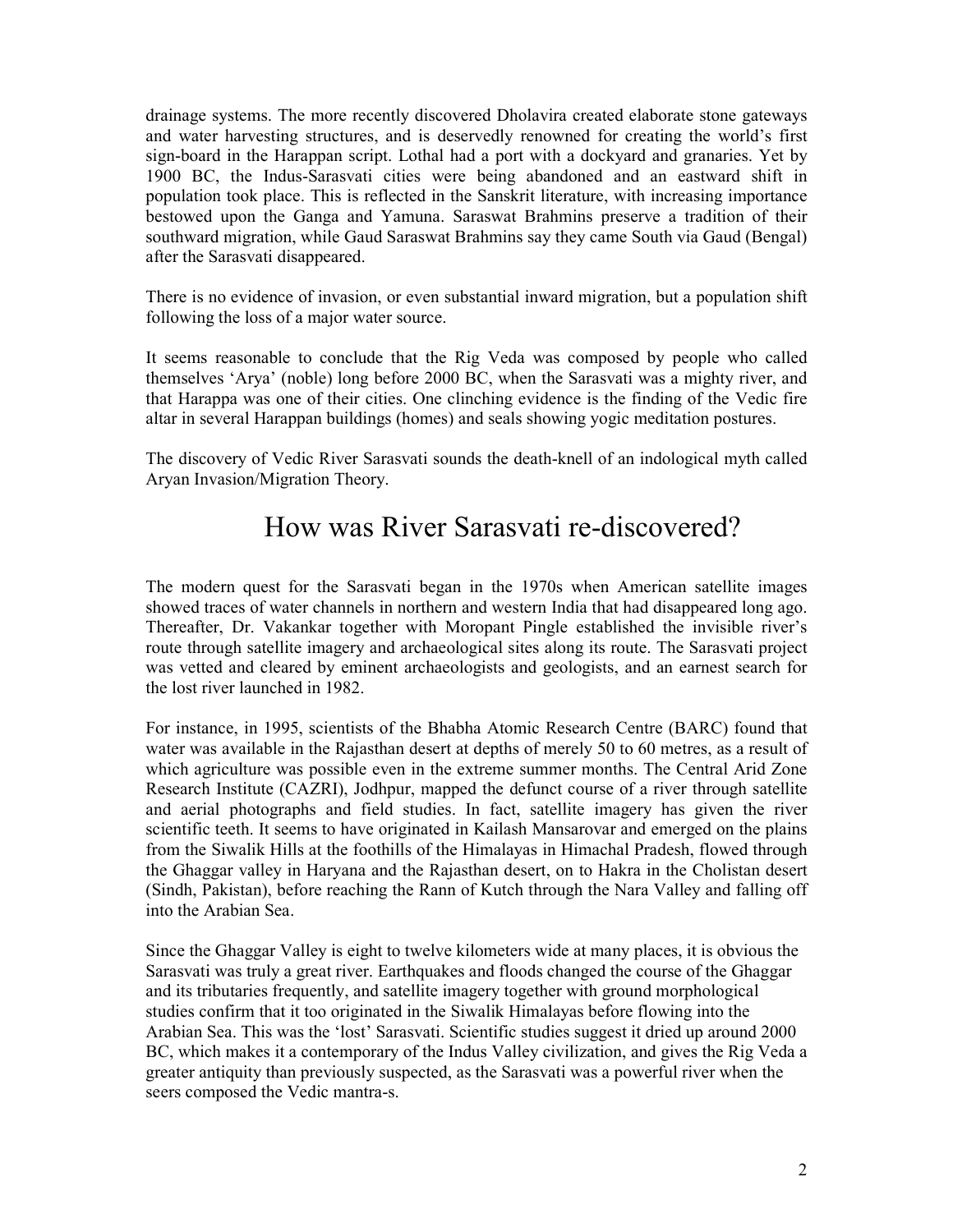drainage systems. The more recently discovered Dholavira created elaborate stone gateways and water harvesting structures, and is deservedly renowned for creating the world's first sign-board in the Harappan script. Lothal had a port with a dockyard and granaries. Yet by 1900 BC, the Indus-Sarasvati cities were being abandoned and an eastward shift in population took place. This is reflected in the Sanskrit literature, with increasing importance bestowed upon the Ganga and Yamuna. Saraswat Brahmins preserve a tradition of their southward migration, while Gaud Saraswat Brahmins say they came South via Gaud (Bengal) after the Sarasvati disappeared.

There is no evidence of invasion, or even substantial inward migration, but a population shift following the loss of a major water source.

It seems reasonable to conclude that the Rig Veda was composed by people who called themselves 'Arya' (noble) long before 2000 BC, when the Sarasvati was a mighty river, and that Harappa was one of their cities. One clinching evidence is the finding of the Vedic fire altar in several Harappan buildings (homes) and seals showing yogic meditation postures.

The discovery of Vedic River Sarasvati sounds the death-knell of an indological myth called Aryan Invasion/Migration Theory.

# How was River Sarasvati re-discovered?

The modern quest for the Sarasvati began in the 1970s when American satellite images showed traces of water channels in northern and western India that had disappeared long ago. Thereafter, Dr. Vakankar together with Moropant Pingle established the invisible river's route through satellite imagery and archaeological sites along its route. The Sarasvati project was vetted and cleared by eminent archaeologists and geologists, and an earnest search for the lost river launched in 1982.

For instance, in 1995, scientists of the Bhabha Atomic Research Centre (BARC) found that water was available in the Rajasthan desert at depths of merely 50 to 60 metres, as a result of which agriculture was possible even in the extreme summer months. The Central Arid Zone Research Institute (CAZRI), Jodhpur, mapped the defunct course of a river through satellite and aerial photographs and field studies. In fact, satellite imagery has given the river scientific teeth. It seems to have originated in Kailash Mansarovar and emerged on the plains from the Siwalik Hills at the foothills of the Himalayas in Himachal Pradesh, flowed through the Ghaggar valley in Haryana and the Rajasthan desert, on to Hakra in the Cholistan desert (Sindh, Pakistan), before reaching the Rann of Kutch through the Nara Valley and falling off into the Arabian Sea.

Since the Ghaggar Valley is eight to twelve kilometers wide at many places, it is obvious the Sarasvati was truly a great river. Earthquakes and floods changed the course of the Ghaggar and its tributaries frequently, and satellite imagery together with ground morphological studies confirm that it too originated in the Siwalik Himalayas before flowing into the Arabian Sea. This was the 'lost' Sarasvati. Scientific studies suggest it dried up around 2000 BC, which makes it a contemporary of the Indus Valley civilization, and gives the Rig Veda a greater antiquity than previously suspected, as the Sarasvati was a powerful river when the seers composed the Vedic mantra-s.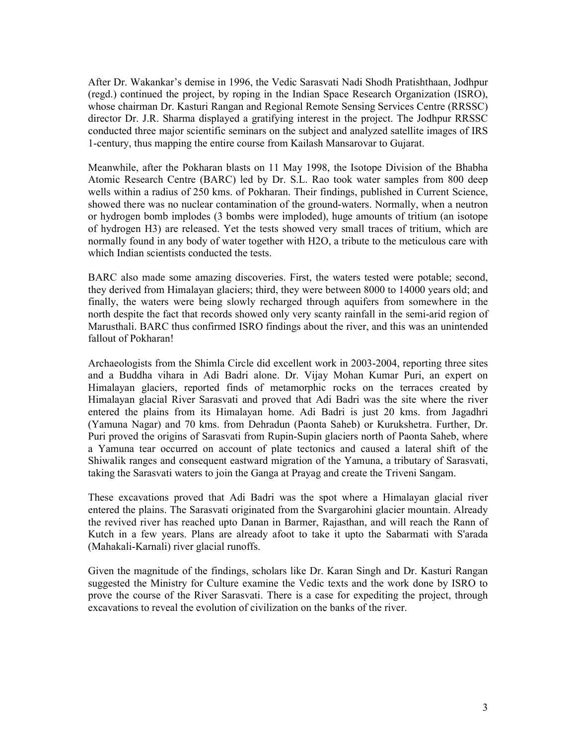After Dr. Wakankar's demise in 1996, the Vedic Sarasvati Nadi Shodh Pratishthaan, Jodhpur (regd.) continued the project, by roping in the Indian Space Research Organization (ISRO), whose chairman Dr. Kasturi Rangan and Regional Remote Sensing Services Centre (RRSSC) director Dr. J.R. Sharma displayed a gratifying interest in the project. The Jodhpur RRSSC conducted three major scientific seminars on the subject and analyzed satellite images of IRS 1-century, thus mapping the entire course from Kailash Mansarovar to Gujarat.

Meanwhile, after the Pokharan blasts on 11 May 1998, the Isotope Division of the Bhabha Atomic Research Centre (BARC) led by Dr. S.L. Rao took water samples from 800 deep wells within a radius of 250 kms. of Pokharan. Their findings, published in Current Science, showed there was no nuclear contamination of the ground-waters. Normally, when a neutron or hydrogen bomb implodes (3 bombs were imploded), huge amounts of tritium (an isotope of hydrogen H3) are released. Yet the tests showed very small traces of tritium, which are normally found in any body of water together with $H_2O$, a tribute to the meticulous care with which Indian scientists conducted the tests.

BARC also made some amazing discoveries. First, the waters tested were potable; second, they derived from Himalayan glaciers; third, they were between 8000 to 14000 years old; and finally, the waters were being slowly recharged through aquifers from somewhere in the north despite the fact that records showed only very scanty rainfall in the semi-arid region of Marusthali. BARC thus confirmed ISRO findings about the river, and this was an unintended fallout of Pokharan!

Archaeologists from the Shimla Circle did excellent work in 2003-2004, reporting three sites and a Buddha vihara in Adi Badri alone. Dr. Vijay Mohan Kumar Puri, an expert on Himalayan glaciers, reported finds of metamorphic rocks on the terraces created by Himalayan glacial River Sarasvati and proved that Adi Badri was the site where the river entered the plains from its Himalayan home. Adi Badri is just 20 kms. from Jagadhri (Yamuna Nagar) and 70 kms. from Dehradun (Paonta Saheb) or Kurukshetra. Further, Dr. Puri proved the origins of Sarasvati from Rupin-Supin glaciers north of Paonta Saheb, where a Yamuna tear occurred on account of plate tectonics and caused a lateral shift of the Shiwalik ranges and consequent eastward migration of the Yamuna, a tributary of Sarasvati, taking the Sarasvati waters to join the Ganga at Prayag and create the Triveni Sangam.

These excavations proved that Adi Badri was the spot where a Himalayan glacial river entered the plains. The Sarasvati originated from the Svargarohini glacier mountain. Already the revived river has reached upto Danan in Barmer, Rajasthan, and will reach the Rann of Kutch in a few years. Plans are already afoot to take it upto the Sabarmati with S'arada (Mahakali-Karnali) river glacial runoffs.

Given the magnitude of the findings, scholars like Dr. Karan Singh and Dr. Kasturi Rangan suggested the Ministry for Culture examine the Vedic texts and the work done by ISRO to prove the course of the River Sarasvati. There is a case for expediting the project, through excavations to reveal the evolution of civilization on the banks of the river.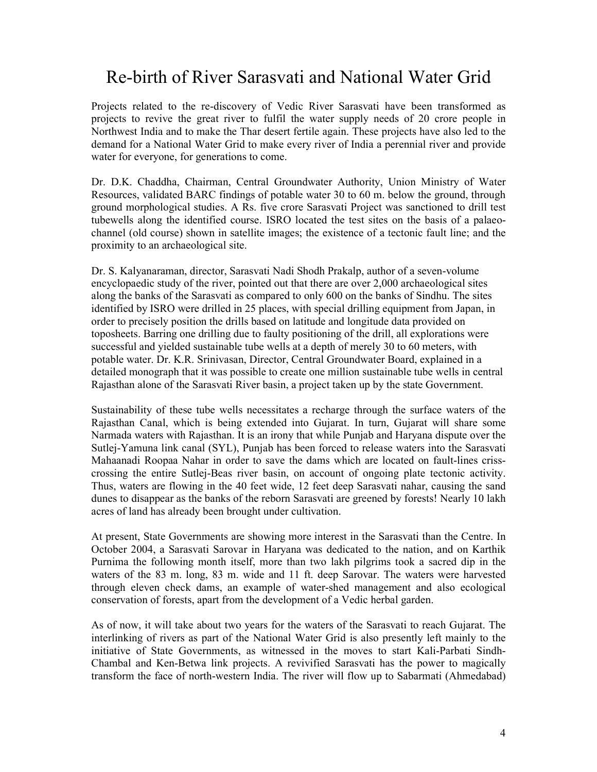# Re-birth of River Sarasvati and National Water Grid

Projects related to the re-discovery of Vedic River Sarasvati have been transformed as projects to revive the great river to fulfil the water supply needs of 20 crore people in Northwest India and to make the Thar desert fertile again. These projects have also led to the demand for a National Water Grid to make every river of India a perennial river and provide water for everyone, for generations to come.

Dr. D.K. Chaddha, Chairman, Central Groundwater Authority, Union Ministry of Water Resources, validated BARC findings of potable water 30 to 60 m. below the ground, through ground morphological studies. A Rs. five crore Sarasvati Project was sanctioned to drill test tubewells along the identified course. ISRO located the test sites on the basis of a palaeo-channel (old course) shown in satellite images; the existence of a tectonic fault line; and the proximity to an archaeological site.

Dr. S. Kalyanaraman, director, Sarasvati Nadi Shodh Prakalp, author of a seven-volume encyclopaedic study of the river, pointed out that there are over 2,000 archaeological sites along the banks of the Sarasvati as compared to only 600 on the banks of Sindhu. The sites identified by ISRO were drilled in 25 places, with special drilling equipment from Japan, in order to precisely position the drills based on latitude and longitude data provided on toposheets. Barring one drilling due to faulty positioning of the drill, all explorations were successful and yielded sustainable tube wells at a depth of merely 30 to 60 meters, with potable water. Dr. K.R. Srinivasan, Director, Central Groundwater Board, explained in a detailed monograph that it was possible to create one million sustainable tube wells in central Rajasthan alone of the Sarasvati River basin, a project taken up by the state Government.

Sustainability of these tube wells necessitates a recharge through the surface waters of the Rajasthan Canal, which is being extended into Gujarat. In turn, Gujarat will share some Narmada waters with Rajasthan. It is an irony that while Punjab and Haryana dispute over the Sutlej-Yamuna link canal (SYL), Punjab has been forced to release waters into the Sarasvati Mahaanadi Roopaa Nahar in order to save the dams which are located on fault-lines criss-crossing the entire Sutlej-Beas river basin, on account of ongoing plate tectonic activity. Thus, waters are flowing in the 40 feet wide, 12 feet deep Sarasvati nahar, causing the sand dunes to disappear as the banks of the reborn Sarasvati are greened by forests! Nearly 10 lakh acres of land has already been brought under cultivation.

At present, State Governments are showing more interest in the Sarasvati than the Centre. In October 2004, a Sarasvati Sarovar in Haryana was dedicated to the nation, and on Karthik Purnima the following month itself, more than two lakh pilgrims took a sacred dip in the waters of the 83 m. long, 83 m. wide and 11 ft. deep Sarovar. The waters were harvested through eleven check dams, an example of water-shed management and also ecological conservation of forests, apart from the development of a Vedic herbal garden.

As of now, it will take about two years for the waters of the Sarasvati to reach Gujarat. The interlinking of rivers as part of the National Water Grid is also presently left mainly to the initiative of State Governments, as witnessed in the moves to start Kali-Parbati Sindh-Chambal and Ken-Betwa link projects. A revivified Sarasvati has the power to magically transform the face of north-western India. The river will flow up to Sabarmati (Ahmedabad)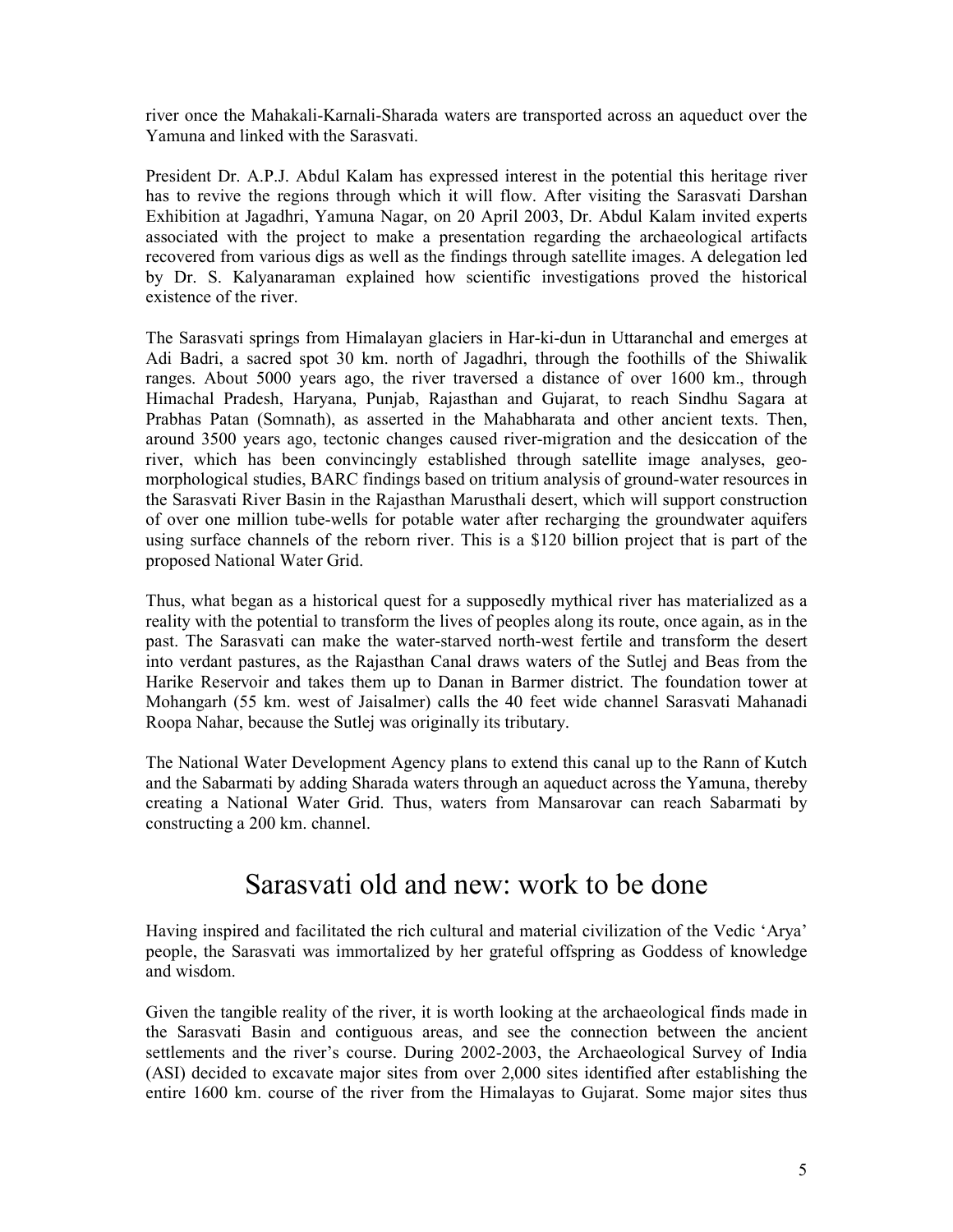river once the Mahakali-Karnali-Sharada waters are transported across an aqueduct over the Yamuna and linked with the Sarasvati.

President Dr. A.P.J. Abdul Kalam has expressed interest in the potential this heritage river has to revive the regions through which it will flow. After visiting the Sarasvati Darshan Exhibition at Jagadhri, Yamuna Nagar, on 20 April 2003, Dr. Abdul Kalam invited experts associated with the project to make a presentation regarding the archaeological artifacts recovered from various digs as well as the findings through satellite images. A delegation led by Dr. S. Kalyanaraman explained how scientific investigations proved the historical existence of the river.

The Sarasvati springs from Himalayan glaciers in Har-ki-dun in Uttaranchal and emerges at Adi Badri, a sacred spot 30 km. north of Jagadhri, through the foothills of the Shiwalik ranges. About 5000 years ago, the river traversed a distance of over 1600 km., through Himachal Pradesh, Haryana, Punjab, Rajasthan and Gujarat, to reach Sindhu Sagara at Prabhas Patan (Somnath), as asserted in the Mahabharata and other ancient texts. Then, around 3500 years ago, tectonic changes caused river-migration and the desiccation of the river, which has been convincingly established through satellite image analyses, geo-morphological studies, BARC findings based on tritium analysis of ground-water resources in the Sarasvati River Basin in the Rajasthan Marusthali desert, which will support construction of over one million tube-wells for potable water after recharging the groundwater aquifers using surface channels of the reborn river. This is a $120 billion project that is part of the proposed National Water Grid.

Thus, what began as a historical quest for a supposedly mythical river has materialized as a reality with the potential to transform the lives of peoples along its route, once again, as in the past. The Sarasvati can make the water-starved north-west fertile and transform the desert into verdant pastures, as the Rajasthan Canal draws waters of the Sutlej and Beas from the Harike Reservoir and takes them up to Danan in Barmer district. The foundation tower at Mohangarh (55 km. west of Jaisalmer) calls the 40 feet wide channel Sarasvati Mahanadi Roopa Nahar, because the Sutlej was originally its tributary.

The National Water Development Agency plans to extend this canal up to the Rann of Kutch and the Sabarmati by adding Sharada waters through an aqueduct across the Yamuna, thereby creating a National Water Grid. Thus, waters from Mansarovar can reach Sabarmati by constructing a 200 km. channel.

## Sarasvati old and new: work to be done

Having inspired and facilitated the rich cultural and material civilization of the Vedic 'Arya' people, the Sarasvati was immortalized by her grateful offspring as Goddess of knowledge and wisdom.

Given the tangible reality of the river, it is worth looking at the archaeological finds made in the Sarasvati Basin and contiguous areas, and see the connection between the ancient settlements and the river's course. During 2002-2003, the Archaeological Survey of India (ASI) decided to excavate major sites from over 2,000 sites identified after establishing the entire 1600 km. course of the river from the Himalayas to Gujarat. Some major sites thus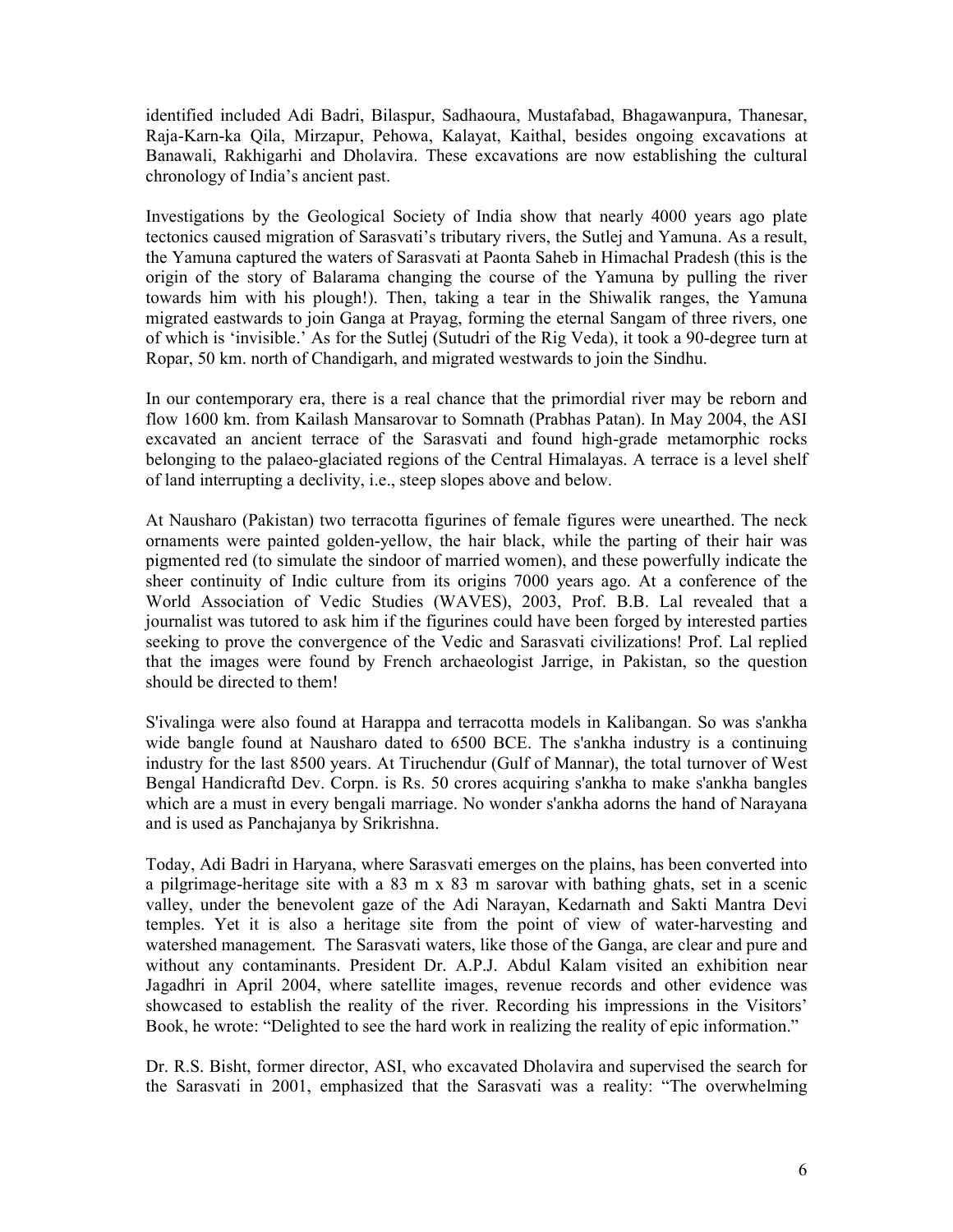identified included Adi Badri, Bilaspur, Sadhaoura, Mustafabad, Bhagawanpura, Thanesar, Raja-Karn-ka Qila, Mirzapur, Pehowa, Kalayat, Kaithal, besides ongoing excavations at Banawali, Rakhigarhi and Dholavira. These excavations are now establishing the cultural chronology of India's ancient past.

Investigations by the Geological Society of India show that nearly 4000 years ago plate tectonics caused migration of Sarasvati's tributary rivers, the Sutlej and Yamuna. As a result, the Yamuna captured the waters of Sarasvati at Paonta Saheb in Himachal Pradesh (this is the origin of the story of Balarama changing the course of the Yamuna by pulling the river towards him with his plough!). Then, taking a tear in the Shiwalik ranges, the Yamuna migrated eastwards to join Ganga at Prayag, forming the eternal Sangam of three rivers, one of which is 'invisible.' As for the Sutlej (Sutudri of the Rig Veda), it took a 90-degree turn at Ropar, 50 km. north of Chandigarh, and migrated westwards to join the Sindhu.

In our contemporary era, there is a real chance that the primordial river may be reborn and flow 1600 km. from Kailash Mansarovar to Somnath (Prabhas Patan). In May 2004, the ASI excavated an ancient terrace of the Sarasvati and found high-grade metamorphic rocks belonging to the palaeo-glaciated regions of the Central Himalayas. A terrace is a level shelf of land interrupting a declivity, i.e., steep slopes above and below.

At Nausharo (Pakistan) two terracotta figurines of female figures were unearthed. The neck ornaments were painted golden-yellow, the hair black, while the parting of their hair was pigmented red (to simulate the sindoor of married women), and these powerfully indicate the sheer continuity of Indic culture from its origins 7000 years ago. At a conference of the World Association of Vedic Studies (WAVES), 2003, Prof. B.B. Lal revealed that a journalist was tutored to ask him if the figurines could have been forged by interested parties seeking to prove the convergence of the Vedic and Sarasvati civilizations! Prof. Lal replied that the images were found by French archaeologist Jarrige, in Pakistan, so the question should be directed to them!

S'ivalinga were also found at Harappa and terracotta models in Kalibangan. So was s'ankha wide bangle found at Nausharo dated to 6500 BCE. The s'ankha industry is a continuing industry for the last 8500 years. At Tiruchendur (Gulf of Mannar), the total turnover of West Bengal Handicraftd Dev. Corpn. is Rs. 50 crores acquiring s'ankha to make s'ankha bangles which are a must in every bengali marriage. No wonder s'ankha adorns the hand of Narayana and is used as Panchajanya by Srikrishna.

Today, Adi Badri in Haryana, where Sarasvati emerges on the plains, has been converted into a pilgrimage-heritage site with a 83 m x 83 m sarovar with bathing ghats, set in a scenic valley, under the benevolent gaze of the Adi Narayan, Kedarnath and Sakti Mantra Devi temples. Yet it is also a heritage site from the point of view of water-harvesting and watershed management. The Sarasvati waters, like those of the Ganga, are clear and pure and without any contaminants. President Dr. A.P.J. Abdul Kalam visited an exhibition near Jagadhri in April 2004, where satellite images, revenue records and other evidence was showcased to establish the reality of the river. Recording his impressions in the Visitors' Book, he wrote: "Delighted to see the hard work in realizing the reality of epic information."

Dr. R.S. Bisht, former director, ASI, who excavated Dholavira and supervised the search for the Sarasvati in 2001, emphasized that the Sarasvati was a reality: "The overwhelming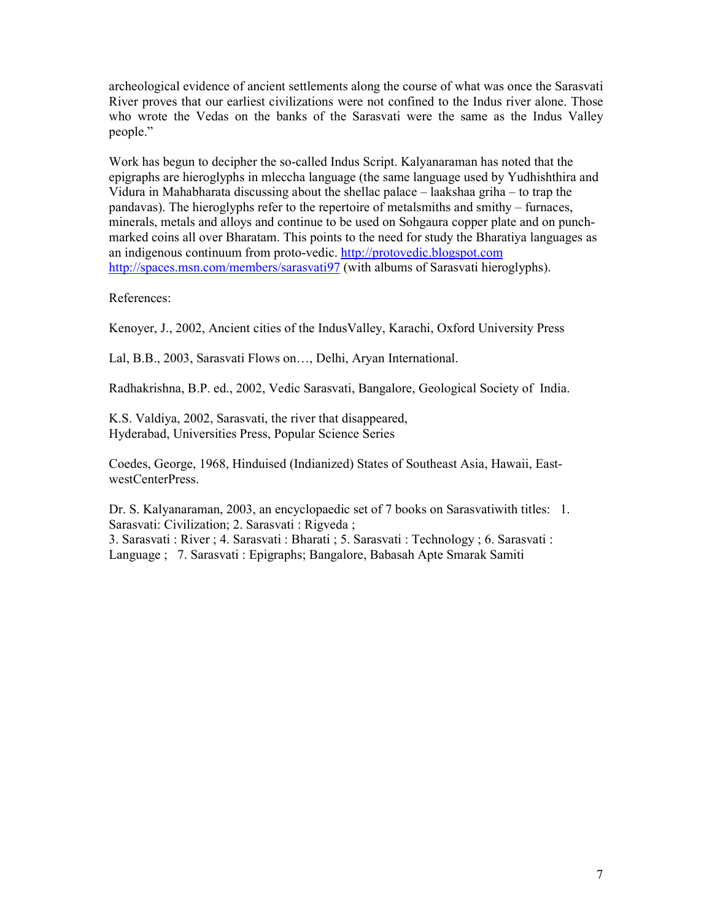archeological evidence of ancient settlements along the course of what was once the Sarasvati River proves that our earliest civilizations were not confined to the Indus river alone. Those who wrote the Vedas on the banks of the Sarasvati were the same as the Indus Valley people."

Work has begun to decipher the so-called Indus Script. Kalyanaraman has noted that the epigraphs are hieroglyphs in mleccha language (the same language used by Yudhishthira and Vidura in Mahabharata discussing about the shellac palace – laakshaa griha – to trap the pandavas). The hieroglyphs refer to the repertoire of metalsmiths and smithy – furnaces, minerals, metals and alloys and continue to be used on Sohgaura copper plate and on punch-marked coins all over Bharatam. This points to the need for study the Bharatiya languages as an indigenous continuum from proto-vedic. http://protovedic.blogspot.com http://spaces.msn.com/members/sarasvati97 (with albums of Sarasvati hieroglyphs).

References:

Kenoyer, J., 2002, Ancient cities of the IndusValley, Karachi, Oxford University Press

Lal, B.B., 2003, Sarasvati Flows on…, Delhi, Aryan International.

Radhakrishna, B.P. ed., 2002, Vedic Sarasvati, Bangalore, Geological Society of India.

K.S. Valdiya, 2002, Sarasvati, the river that disappeared,
Hyderabad, Universities Press, Popular Science Series

Coedes, George, 1968, Hinduised (Indianized) States of Southeast Asia, Hawaii, East-westCenterPress.

Dr. S. Kalyanaraman, 2003, an encyclopaedic set of 7 books on Sarasvatiwith titles: 1. Sarasvati: Civilization; 2. Sarasvati : Rigveda ;
3. Sarasvati : River ; 4. Sarasvati : Bharati ; 5. Sarasvati : Technology ; 6. Sarasvati : Language ; 7. Sarasvati : Epigraphs; Bangalore, Babasah Apte Smarak Samiti